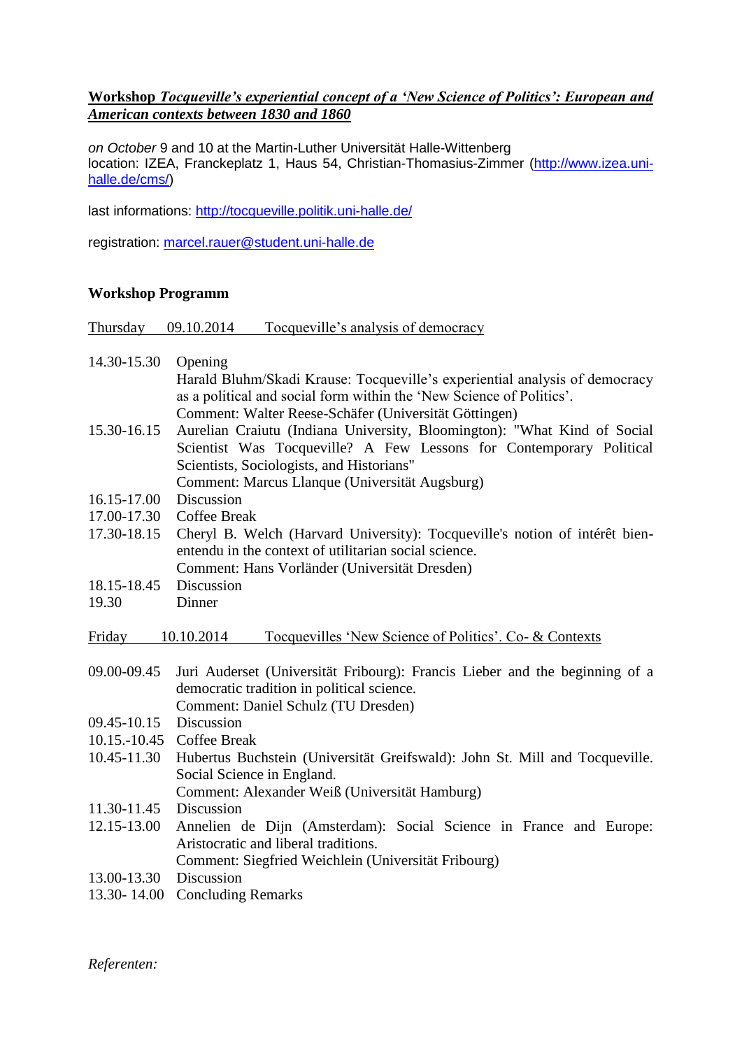**Workshop** ***Tocqueville's experiential concept of a 'New Science of Politics': European and American contexts between 1830 and 1860***

*on October* 9 and 10 at the Martin-Luther Universität Halle-Wittenberg
location: IZEA, Franckeplatz 1, Haus 54, Christian-Thomasius-Zimmer (http://www.izea.uni-halle.de/cms/)

last informations: http://tocqueville.politik.uni-halle.de/

registration: marcel.rauer@student.uni-halle.de

## Workshop Programm

**Thursday 09.10.2014 Tocqueville's analysis of democracy**

| | |
|---|---|
| 14.30-15.30 | Opening<br>Harald Bluhm/Skadi Krause: Tocqueville's experiential analysis of democracy as a political and social form within the 'New Science of Politics'.<br>Comment: Walter Reese-Schäfer (Universität Göttingen) |
| 15.30-16.15 | Aurelian Craiutu (Indiana University, Bloomington): "What Kind of Social Scientist Was Tocqueville? A Few Lessons for Contemporary Political Scientists, Sociologists, and Historians"<br>Comment: Marcus Llanque (Universität Augsburg) |
| 16.15-17.00 | Discussion |
| 17.00-17.30 | Coffee Break |
| 17.30-18.15 | Cheryl B. Welch (Harvard University): Tocqueville's notion of intérêt bien-entendu in the context of utilitarian social science.<br>Comment: Hans Vorländer (Universität Dresden) |
| 18.15-18.45 | Discussion |
| 19.30 | Dinner |

**Friday 10.10.2014 Tocquevilles 'New Science of Politics'. Co- & Contexts**

| | |
|---|---|
| 09.00-09.45 | Juri Auderset (Universität Fribourg): Francis Lieber and the beginning of a democratic tradition in political science.<br>Comment: Daniel Schulz (TU Dresden) |
| 09.45-10.15 | Discussion |
| 10.15.-10.45 | Coffee Break |
| 10.45-11.30 | Hubertus Buchstein (Universität Greifswald): John St. Mill and Tocqueville. Social Science in England.<br>Comment: Alexander Weiß (Universität Hamburg) |
| 11.30-11.45 | Discussion |
| 12.15-13.00 | Annelien de Dijn (Amsterdam): Social Science in France and Europe: Aristocratic and liberal traditions.<br>Comment: Siegfried Weichlein (Universität Fribourg) |
| 13.00-13.30 | Discussion |
| 13.30- 14.00 | Concluding Remarks |

*Referenten:*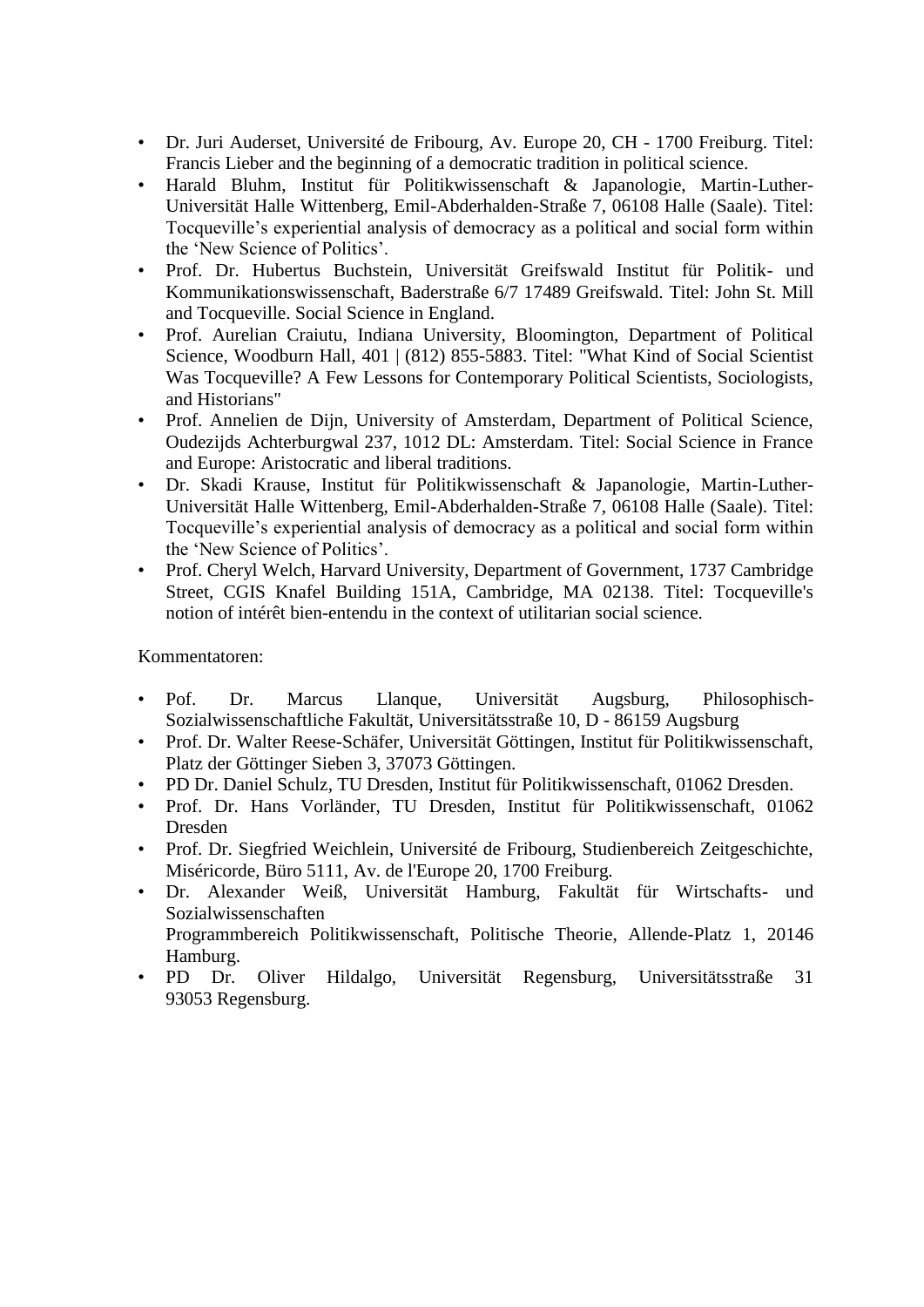- Dr. Juri Auderset, Université de Fribourg, Av. Europe 20, CH - 1700 Freiburg. Titel: Francis Lieber and the beginning of a democratic tradition in political science.
- Harald Bluhm, Institut für Politikwissenschaft & Japanologie, Martin-Luther-Universität Halle Wittenberg, Emil-Abderhalden-Straße 7, 06108 Halle (Saale). Titel: Tocqueville's experiential analysis of democracy as a political and social form within the 'New Science of Politics'.
- Prof. Dr. Hubertus Buchstein, Universität Greifswald Institut für Politik- und Kommunikationswissenschaft, Baderstraße 6/7 17489 Greifswald. Titel: John St. Mill and Tocqueville. Social Science in England.
- Prof. Aurelian Craiutu, Indiana University, Bloomington, Department of Political Science, Woodburn Hall, 401 | (812) 855-5883. Titel: "What Kind of Social Scientist Was Tocqueville? A Few Lessons for Contemporary Political Scientists, Sociologists, and Historians"
- Prof. Annelien de Dijn, University of Amsterdam, Department of Political Science, Oudezijds Achterburgwal 237, 1012 DL: Amsterdam. Titel: Social Science in France and Europe: Aristocratic and liberal traditions.
- Dr. Skadi Krause, Institut für Politikwissenschaft & Japanologie, Martin-Luther-Universität Halle Wittenberg, Emil-Abderhalden-Straße 7, 06108 Halle (Saale). Titel: Tocqueville's experiential analysis of democracy as a political and social form within the 'New Science of Politics'.
- Prof. Cheryl Welch, Harvard University, Department of Government, 1737 Cambridge Street, CGIS Knafel Building 151A, Cambridge, MA 02138. Titel: Tocqueville's notion of intérêt bien-entendu in the context of utilitarian social science.

Kommentatoren:

- Pof. Dr. Marcus Llanque, Universität Augsburg, Philosophisch-Sozialwissenschaftliche Fakultät, Universitätsstraße 10, D - 86159 Augsburg
- Prof. Dr. Walter Reese-Schäfer, Universität Göttingen, Institut für Politikwissenschaft, Platz der Göttinger Sieben 3, 37073 Göttingen.
- PD Dr. Daniel Schulz, TU Dresden, Institut für Politikwissenschaft, 01062 Dresden.
- Prof. Dr. Hans Vorländer, TU Dresden, Institut für Politikwissenschaft, 01062 Dresden
- Prof. Dr. Siegfried Weichlein, Université de Fribourg, Studienbereich Zeitgeschichte, Miséricorde, Büro 5111, Av. de l'Europe 20, 1700 Freiburg.
- Dr. Alexander Weiß, Universität Hamburg, Fakultät für Wirtschafts- und Sozialwissenschaften
  Programmbereich Politikwissenschaft, Politische Theorie, Allende-Platz 1, 20146 Hamburg.
- PD Dr. Oliver Hildalgo, Universität Regensburg, Universitätsstraße 31 93053 Regensburg.